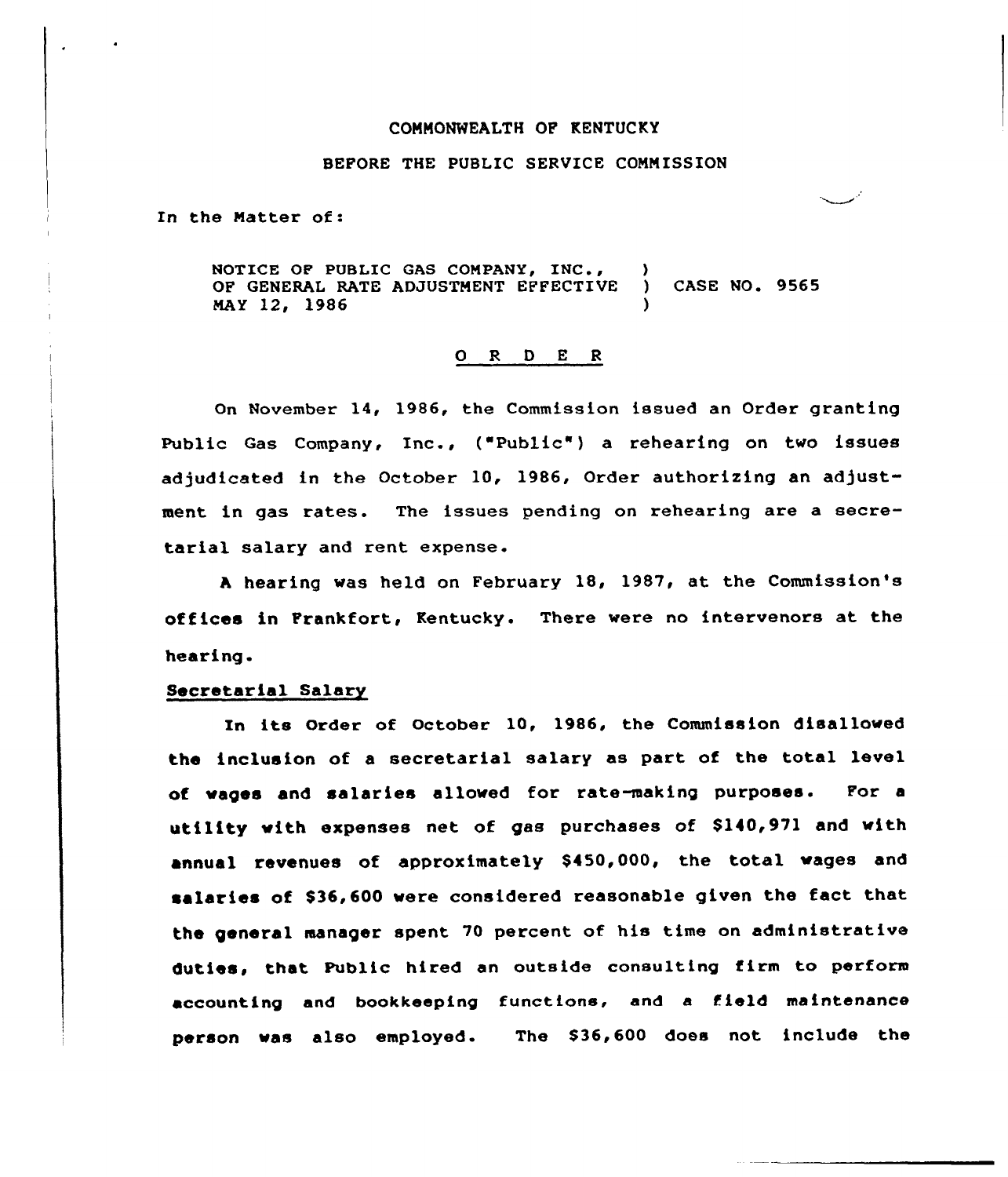COMMONWEALTH OF KENTUCKY

BEFORE THE PUBLIC SERVICE COMMISSION

In the Matter of:

| | | |
|---|---|---|
| NOTICE OF PUBLIC GAS COMPANY, INC., OF GENERAL RATE ADJUSTMENT EFFECTIVE MAY 12, 1986 | ) ) ) | CASE NO. 9565 |

O R D E R

On November 14, 1986, the Commission issued an Order granting Public Gas Company, Inc., ("Public") a rehearing on two issues adjudicated in the October 10, 1986, Order authorizing an adjustment in gas rates. The issues pending on rehearing are a secretarial salary and rent expense.

A hearing was held on February 18, 1987, at the Commission's offices in Frankfort, Kentucky. There were no intervenors at the hearing.

Secretarial Salary

In its Order of October 10, 1986, the Commission disallowed the inclusion of a secretarial salary as part of the total level of wages and salaries allowed for rate-making purposes. For a utility with expenses net of gas purchases of $140,971 and with annual revenues of approximately $450,000, the total wages and salaries of $36,600 were considered reasonable given the fact that the general manager spent 70 percent of his time on administrative duties, that Public hired an outside consulting firm to perform accounting and bookkeeping functions, and a field maintenance person was also employed. The $36,600 does not include the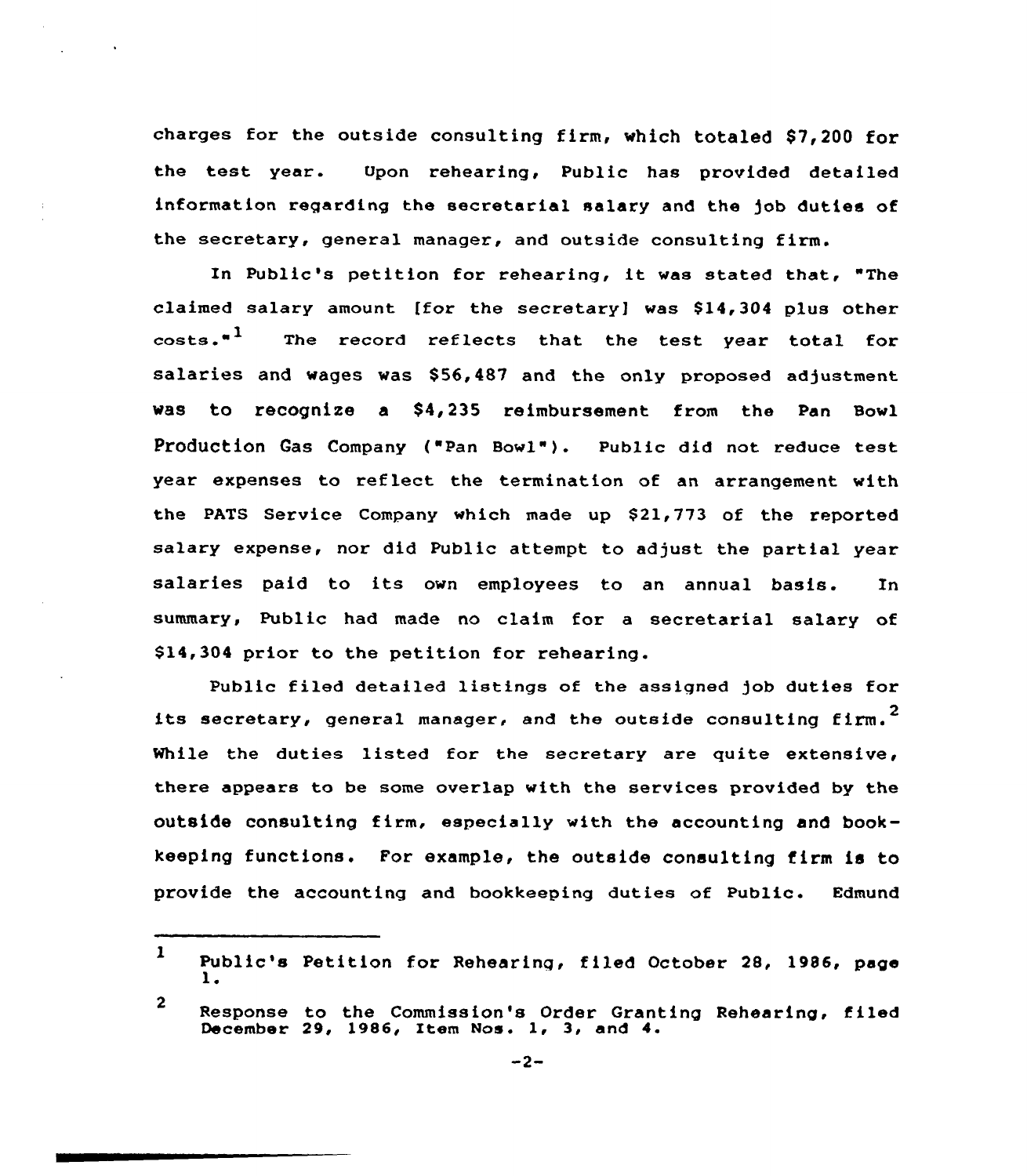charges for the outside consulting firm, which totaled $7,200 for the test year. Upon rehearing, Public has provided detailed information regarding the secretarial salary and the job duties of the secretary, general manager, and outside consulting firm.

In Public's petition for rehearing, it was stated that, "The claimed salary amount [for the secretary] was $14,304 plus other costs."[1] The record reflects that the test year total for salaries and wages was $56,487 and the only proposed adjustment was to recognize a $4,235 reimbursement from the Pan Bowl Production Gas Company ("Pan Bowl"). Public did not reduce test year expenses to reflect the termination of an arrangement with the PATS Service Company which made up $21,773 of the reported salary expense, nor did Public attempt to adjust the partial year salaries paid to its own employees to an annual basis. In summary, Public had made no claim for a secretarial salary of $14,304 prior to the petition for rehearing.

Public filed detailed listings of the assigned job duties for its secretary, general manager, and the outside consulting firm.[2] While the duties listed for the secretary are quite extensive, there appears to be some overlap with the services provided by the outside consulting firm, especially with the accounting and bookkeeping functions. For example, the outside consulting firm is to provide the accounting and bookkeeping duties of Public. Edmund

---

[1] Public's Petition for Rehearing, filed October 28, 1986, page 1.

[2] Response to the Commission's Order Granting Rehearing, filed December 29, 1986, Item Nos. 1, 3, and 4.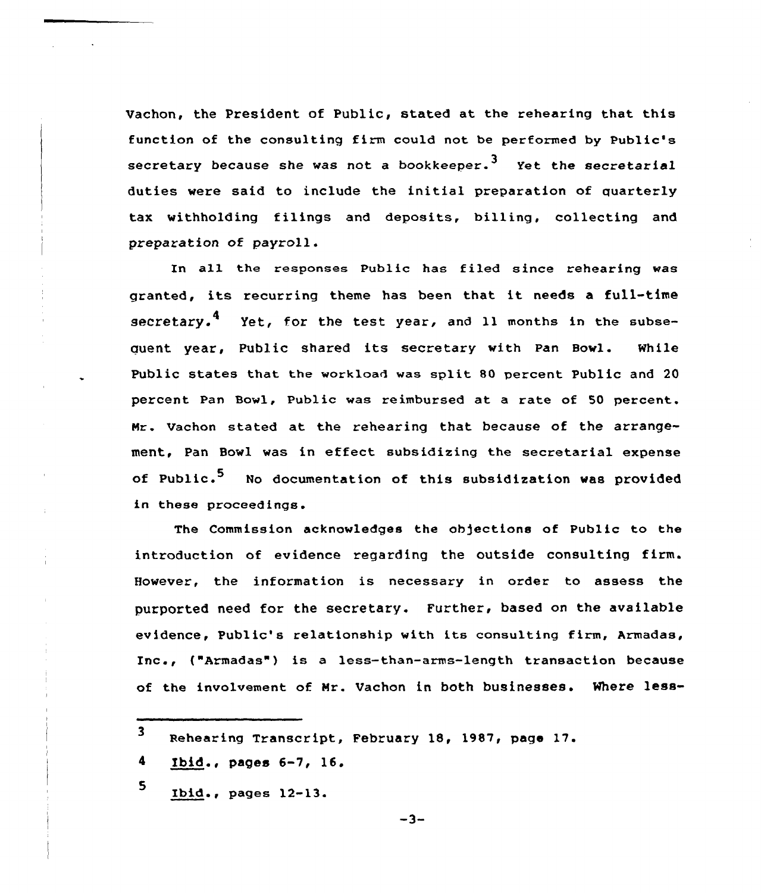Vachon, the President of Public, stated at the rehearing that this function of the consulting firm could not be performed by Public's secretary because she was not a bookkeeper.[3] Yet the secretarial duties were said to include the initial preparation of quarterly tax withholding filings and deposits, billing, collecting and preparation of payroll.

In all the responses Public has filed since rehearing was granted, its recurring theme has been that it needs a full-time secretary.[4] Yet, for the test year, and 11 months in the subsequent year, Public shared its secretary with Pan Bowl. While Public states that the workload was split 80 percent Public and 20 percent Pan Bowl, Public was reimbursed at a rate of 50 percent. Mr. Vachon stated at the rehearing that because of the arrangement, Pan Bowl was in effect subsidizing the secretarial expense of Public.[5] No documentation of this subsidization was provided in these proceedings.

The Commission acknowledges the objections of Public to the introduction of evidence regarding the outside consulting firm. However, the information is necessary in order to assess the purported need for the secretary. Further, based on the available evidence, Public's relationship with its consulting firm, Armadas, Inc., ("Armadas") is a less-than-arms-length transaction because of the involvement of Mr. Vachon in both businesses. Where less-

---

[3] Rehearing Transcript, February 18, 1987, page 17.

[4] Ibid., pages 6-7, 16.

[5] Ibid., pages 12-13.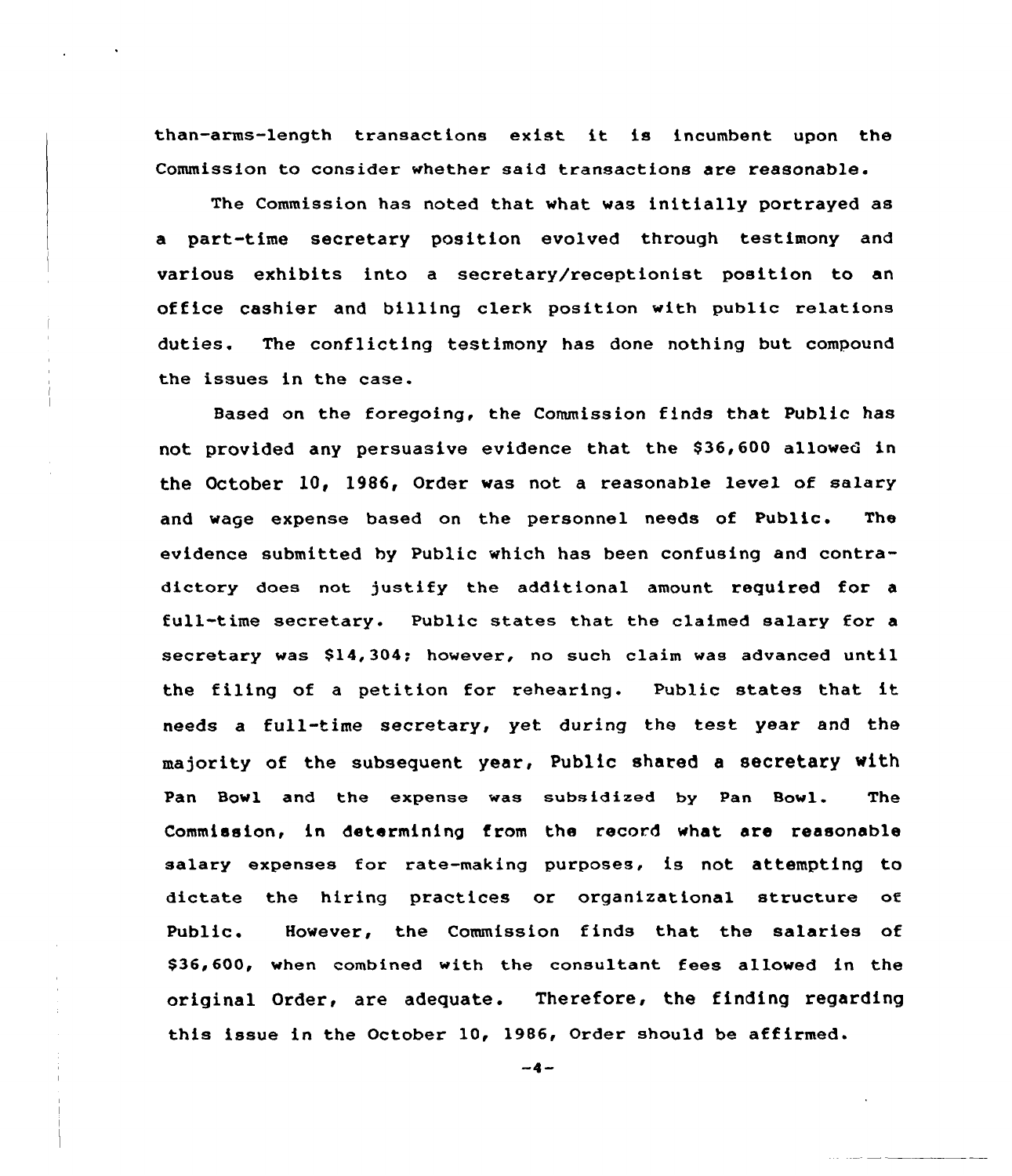than-arms-length transactions exist it is incumbent upon the Commission to consider whether said transactions are reasonable.

The Commission has noted that what was initially portrayed as a part-time secretary position evolved through testimony and various exhibits into a secretary/receptionist position to an office cashier and billing clerk position with public relations duties. The conflicting testimony has done nothing but compound the issues in the case.

Based on the foregoing, the Commission finds that Public has not provided any persuasive evidence that the $36,600 allowed in the October 10, 1986, Order was not a reasonable level of salary and wage expense based on the personnel needs of Public. The evidence submitted by Public which has been confusing and contradictory does not justify the additional amount required for a full-time secretary. Public states that the claimed salary for a secretary was $14,304; however, no such claim was advanced until the filing of a petition for rehearing. Public states that it needs a full-time secretary, yet during the test year and the majority of the subsequent year, Public shared a secretary with Pan Bowl and the expense was subsidized by Pan Bowl. The Commission, in determining from the record what are reasonable salary expenses for rate-making purposes, is not attempting to dictate the hiring practices or organizational structure of Public. However, the Commission finds that the salaries of $36,600, when combined with the consultant fees allowed in the original Order, are adequate. Therefore, the finding regarding this issue in the October 10, 1986, Order should be affirmed.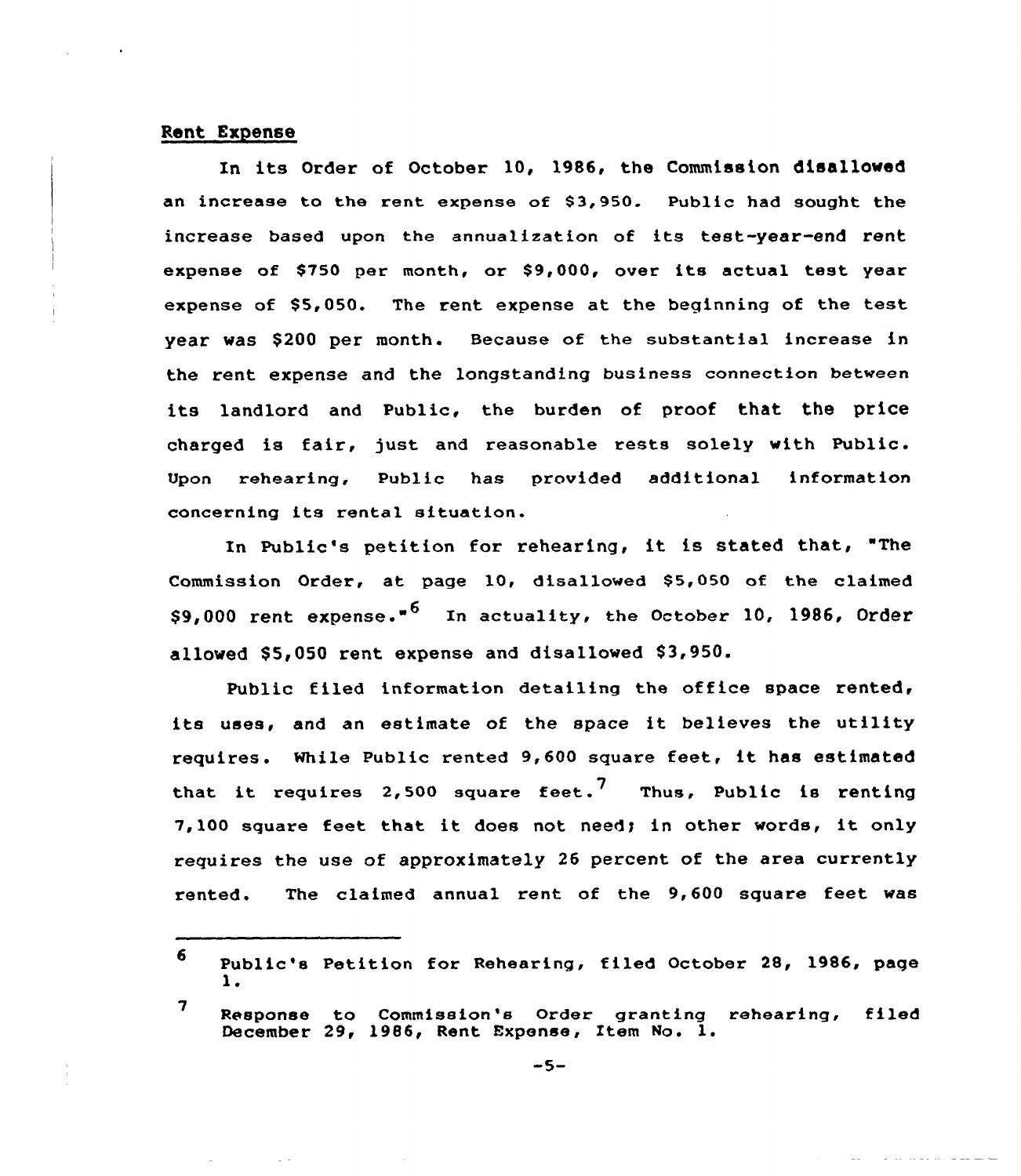## Rent Expense

In its Order of October 10, 1986, the Commission disallowed an increase to the rent expense of $3,950. Public had sought the increase based upon the annualization of its test-year-end rent expense of $750 per month, or $9,000, over its actual test year expense of $5,050. The rent expense at the beginning of the test year was $200 per month. Because of the substantial increase in the rent expense and the longstanding business connection between its landlord and Public, the burden of proof that the price charged is fair, just and reasonable rests solely with Public. Upon rehearing, Public has provided additional information concerning its rental situation.

In Public's petition for rehearing, it is stated that, "The Commission Order, at page 10, disallowed $5,050 of the claimed $9,000 rent expense."[6] In actuality, the October 10, 1986, Order allowed $5,050 rent expense and disallowed $3,950.

Public filed information detailing the office space rented, its uses, and an estimate of the space it believes the utility requires. While Public rented 9,600 square feet, it has estimated that it requires 2,500 square feet.[7] Thus, Public is renting 7,100 square feet that it does not need; in other words, it only requires the use of approximately 26 percent of the area currently rented. The claimed annual rent of the 9,600 square feet was

---

[6] Public's Petition for Rehearing, filed October 28, 1986, page 1.

[7] Response to Commission's Order granting rehearing, filed December 29, 1986, Rent Expense, Item No. 1.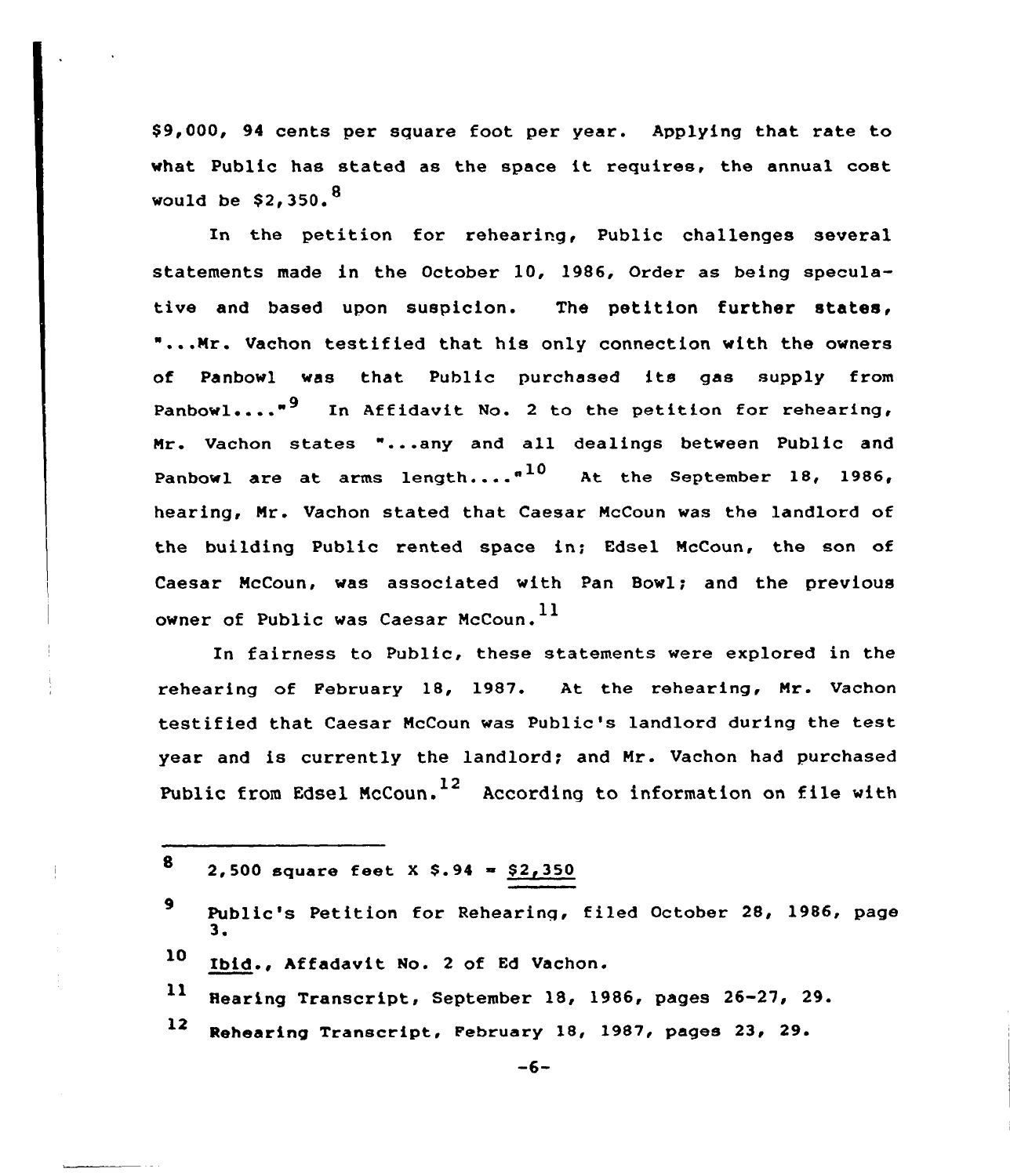$9,000, 94 cents per square foot per year. Applying that rate to what Public has stated as the space it requires, the annual cost would be $2,350.[8]

In the petition for rehearing, Public challenges several statements made in the October 10, 1986, Order as being speculative and based upon suspicion. The petition further states, "...Mr. Vachon testified that his only connection with the owners of Panbowl was that Public purchased its gas supply from Panbowl...."[9] In Affidavit No. 2 to the petition for rehearing, Mr. Vachon states "...any and all dealings between Public and Panbowl are at arms length...."[10] At the September 18, 1986, hearing, Mr. Vachon stated that Caesar McCoun was the landlord of the building Public rented space in; Edsel McCoun, the son of Caesar McCoun, was associated with Pan Bowl; and the previous owner of Public was Caesar McCoun.[11]

In fairness to Public, these statements were explored in the rehearing of February 18, 1987. At the rehearing, Mr. Vachon testified that Caesar McCoun was Public's landlord during the test year and is currently the landlord; and Mr. Vachon had purchased Public from Edsel McCoun.[12] According to information on file with

---

[8] 2,500 square feet X $.94 = <u>$2,350</u>

[9] Public's Petition for Rehearing, filed October 28, 1986, page 3.

[10] <u>Ibid</u>., Affadavit No. 2 of Ed Vachon.

[11] Hearing Transcript, September 18, 1986, pages 26-27, 29.

[12] Rehearing Transcript, February 18, 1987, pages 23, 29.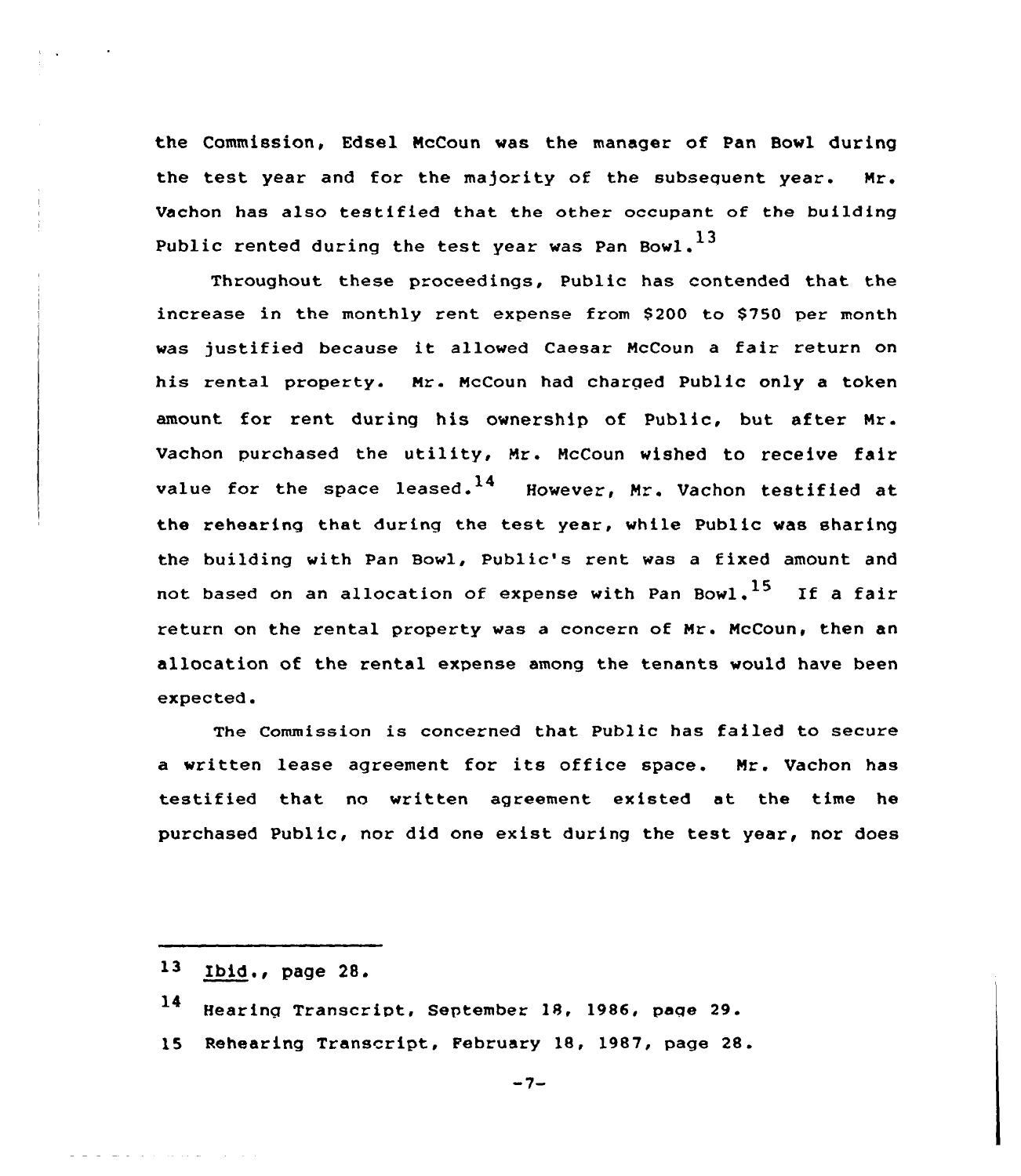the Commission, Edsel McCoun was the manager of Pan Bowl during the test year and for the majority of the subsequent year. Mr. Vachon has also testified that the other occupant of the building Public rented during the test year was Pan Bowl.[13]

Throughout these proceedings, Public has contended that the increase in the monthly rent expense from $200 to $750 per month was justified because it allowed Caesar McCoun a fair return on his rental property. Mr. McCoun had charged Public only a token amount for rent during his ownership of Public, but after Mr. Vachon purchased the utility, Mr. McCoun wished to receive fair value for the space leased.[14] However, Mr. Vachon testified at the rehearing that during the test year, while Public was sharing the building with Pan Bowl, Public's rent was a fixed amount and not based on an allocation of expense with Pan Bowl.[15] If a fair return on the rental property was a concern of Mr. McCoun, then an allocation of the rental expense among the tenants would have been expected.

The Commission is concerned that Public has failed to secure a written lease agreement for its office space. Mr. Vachon has testified that no written agreement existed at the time he purchased Public, nor did one exist during the test year, nor does

---

13 Ibid., page 28.

14 Hearing Transcript, September 18, 1986, page 29.

15 Rehearing Transcript, February 18, 1987, page 28.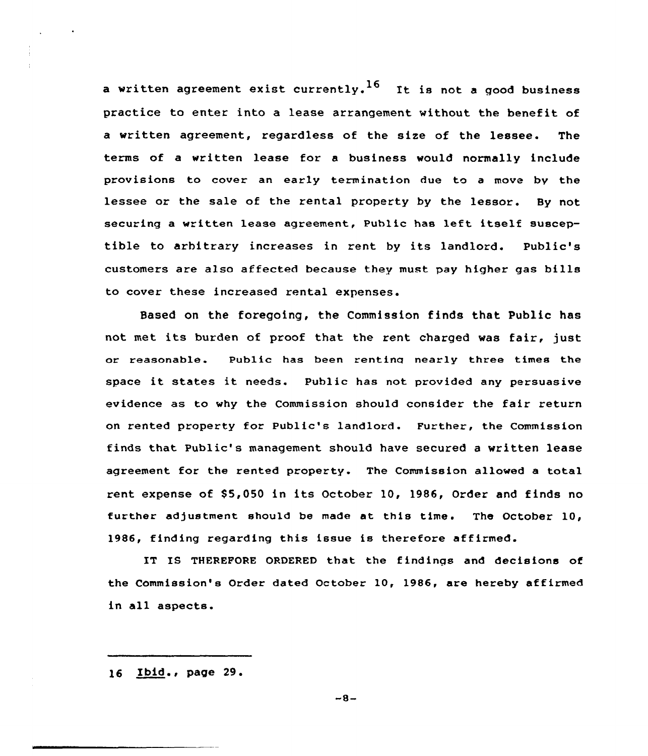a written agreement exist currently.[16] It is not a good business practice to enter into a lease arrangement without the benefit of a written agreement, regardless of the size of the lessee. The terms of a written lease for a business would normally include provisions to cover an early termination due to a move by the lessee or the sale of the rental property by the lessor. By not securing a written lease agreement, Public has left itself susceptible to arbitrary increases in rent by its landlord. Public's customers are also affected because they must pay higher gas bills to cover these increased rental expenses.

Based on the foregoing, the Commission finds that Public has not met its burden of proof that the rent charged was fair, just or reasonable. Public has been renting nearly three times the space it states it needs. Public has not provided any persuasive evidence as to why the Commission should consider the fair return on rented property for Public's landlord. Further, the Commission finds that Public's management should have secured a written lease agreement for the rented property. The Commission allowed a total rent expense of $5,050 in its October 10, 1986, Order and finds no further adjustment should be made at this time. The October 10, 1986, finding regarding this issue is therefore affirmed.

IT IS THEREFORE ORDERED that the findings and decisions of the Commission's Order dated October 10, 1986, are hereby affirmed in all aspects.

---

16 Ibid., page 29.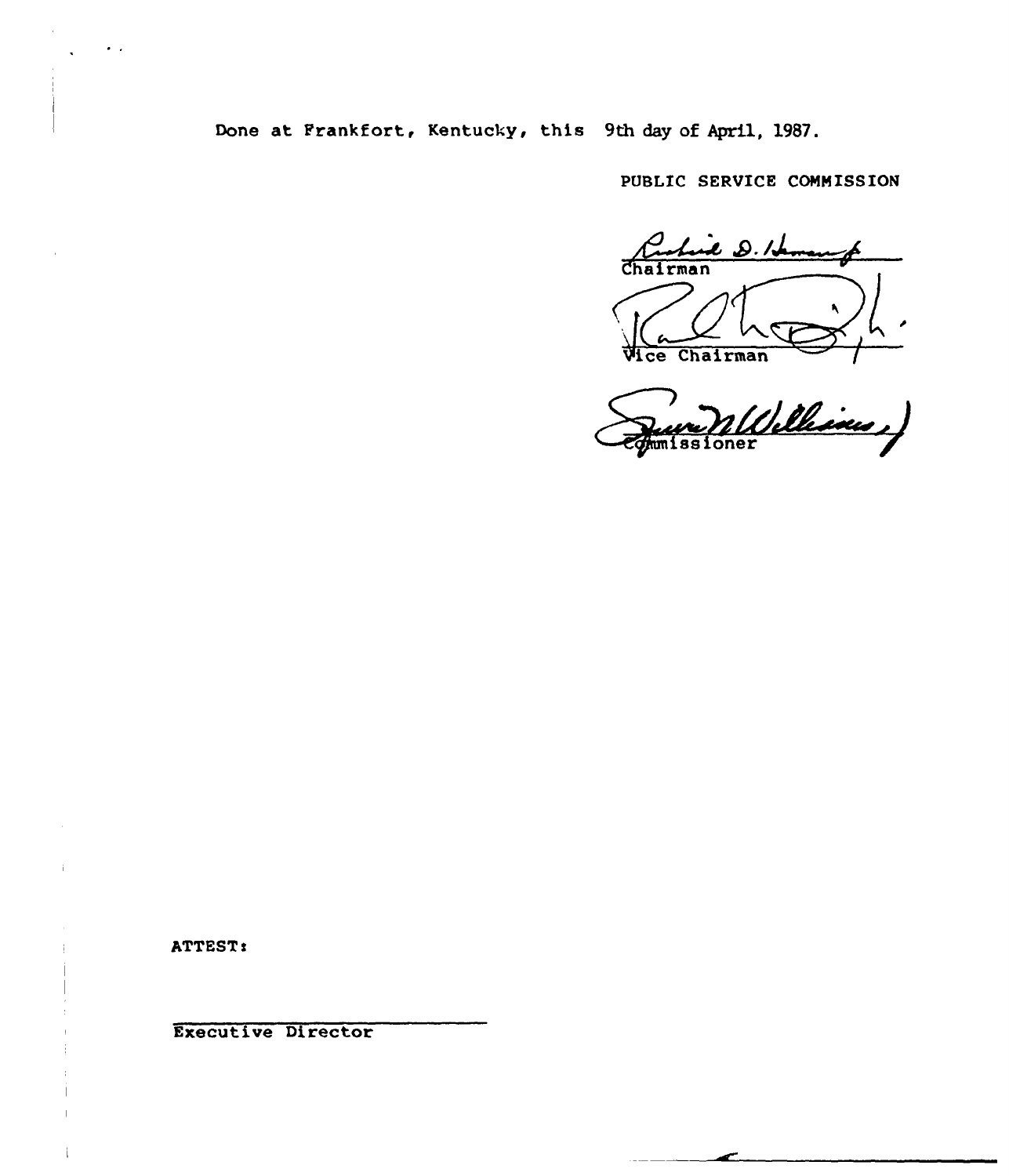Done at Frankfort, Kentucky, this 9th day of April, 1987.

PUBLIC SERVICE COMMISSION

Chairman

Vice Chairman

Commissioner

ATTEST:

Executive Director